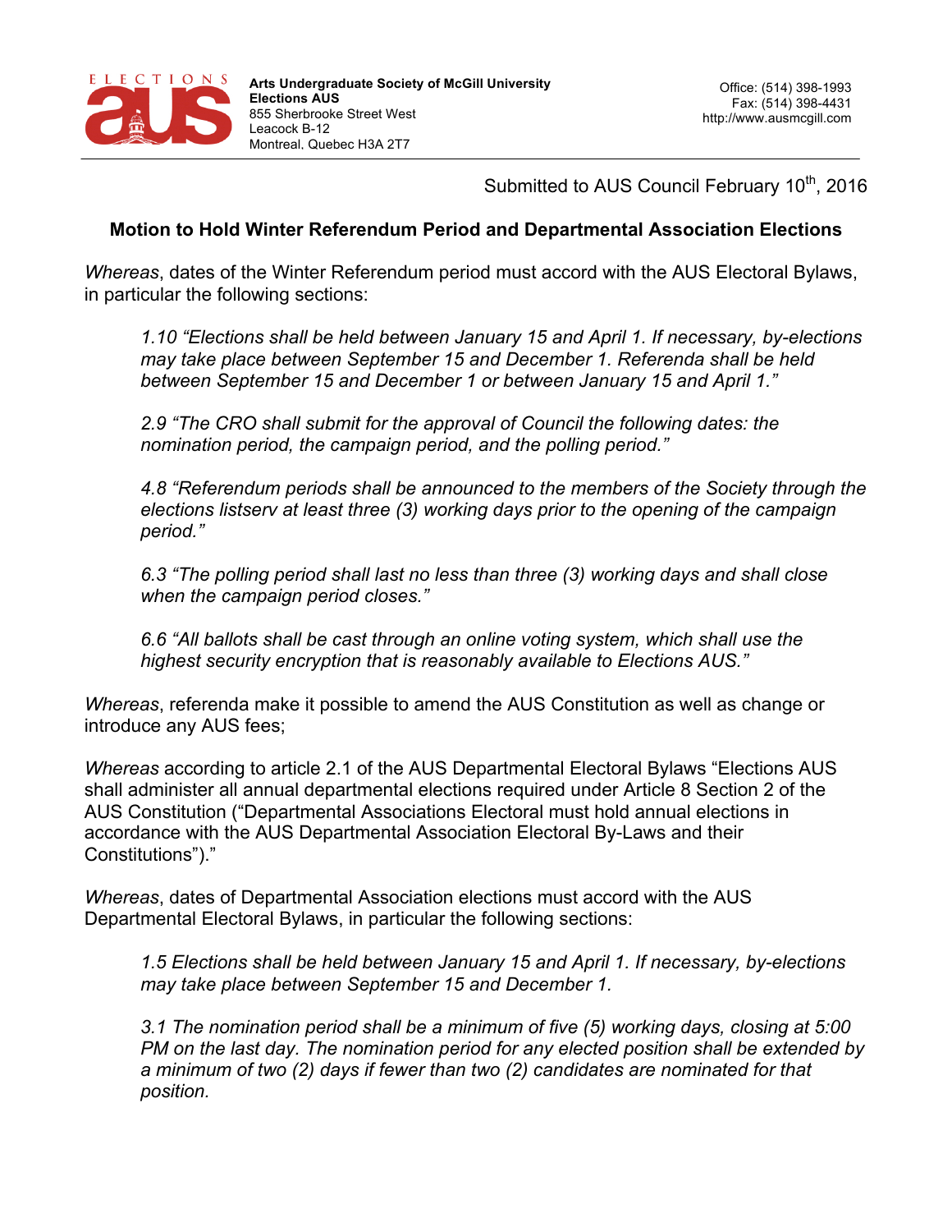**Arts Undergraduate Society of McGill University**
**Elections AUS**
855 Sherbrooke Street West
Leacock B-12
Montreal, Quebec H3A 2T7

Office: (514) 398-1993
Fax: (514) 398-4431
http://www.ausmcgill.com

Submitted to AUS Council February 10th, 2016

## Motion to Hold Winter Referendum Period and Departmental Association Elections

*Whereas*, dates of the Winter Referendum period must accord with the AUS Electoral Bylaws, in particular the following sections:

> *1.10 "Elections shall be held between January 15 and April 1. If necessary, by-elections may take place between September 15 and December 1. Referenda shall be held between September 15 and December 1 or between January 15 and April 1."*
>
> *2.9 "The CRO shall submit for the approval of Council the following dates: the nomination period, the campaign period, and the polling period."*
>
> *4.8 "Referendum periods shall be announced to the members of the Society through the elections listserv at least three (3) working days prior to the opening of the campaign period."*
>
> *6.3 "The polling period shall last no less than three (3) working days and shall close when the campaign period closes."*
>
> *6.6 "All ballots shall be cast through an online voting system, which shall use the highest security encryption that is reasonably available to Elections AUS."*

*Whereas*, referenda make it possible to amend the AUS Constitution as well as change or introduce any AUS fees;

*Whereas* according to article 2.1 of the AUS Departmental Electoral Bylaws "Elections AUS shall administer all annual departmental elections required under Article 8 Section 2 of the AUS Constitution ("Departmental Associations Electoral must hold annual elections in accordance with the AUS Departmental Association Electoral By-Laws and their Constitutions")."

*Whereas*, dates of Departmental Association elections must accord with the AUS Departmental Electoral Bylaws, in particular the following sections:

> *1.5 Elections shall be held between January 15 and April 1. If necessary, by-elections may take place between September 15 and December 1.*
>
> *3.1 The nomination period shall be a minimum of five (5) working days, closing at 5:00 PM on the last day. The nomination period for any elected position shall be extended by a minimum of two (2) days if fewer than two (2) candidates are nominated for that position.*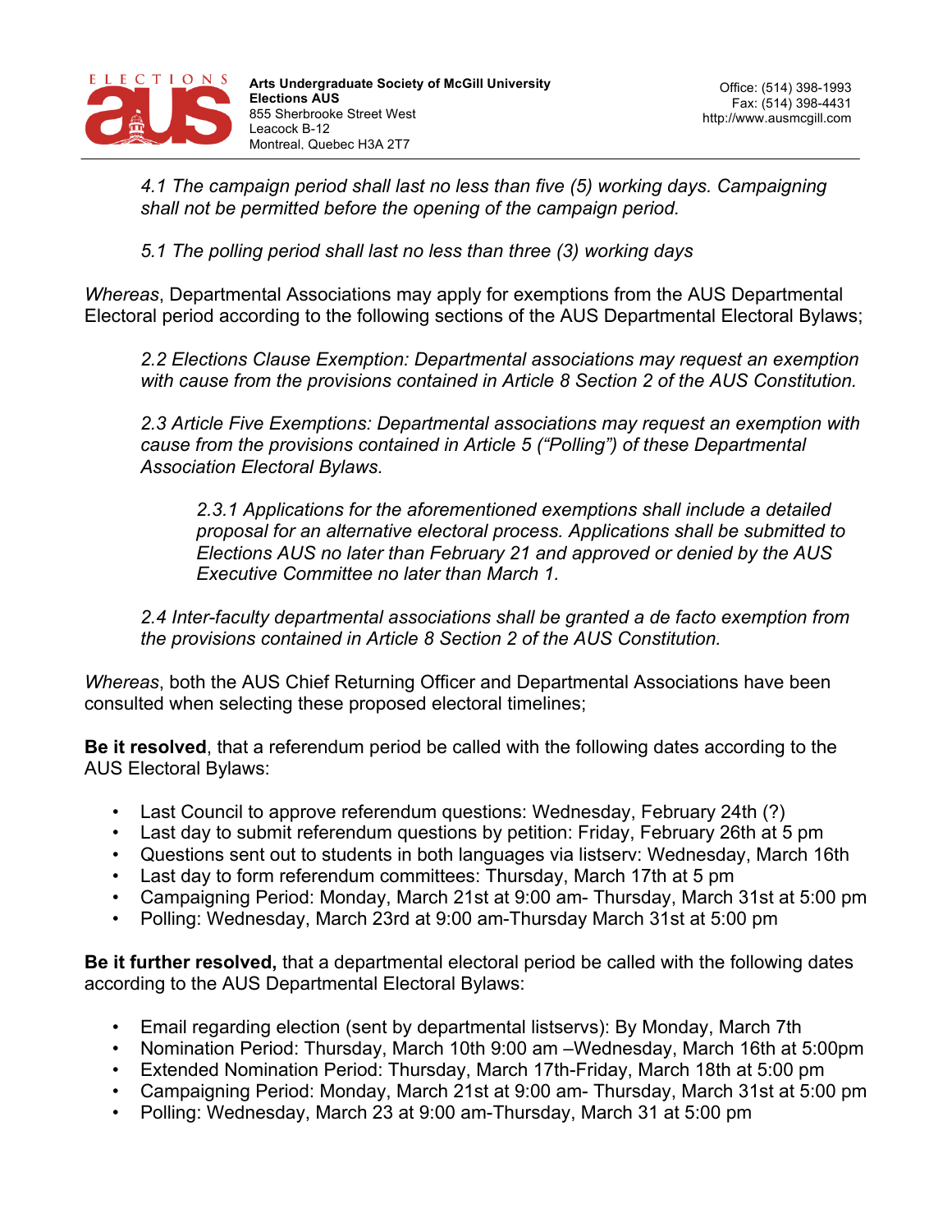*4.1 The campaign period shall last no less than five (5) working days. Campaigning shall not be permitted before the opening of the campaign period.*

*5.1 The polling period shall last no less than three (3) working days*

*Whereas*, Departmental Associations may apply for exemptions from the AUS Departmental Electoral period according to the following sections of the AUS Departmental Electoral Bylaws;

*2.2 Elections Clause Exemption: Departmental associations may request an exemption with cause from the provisions contained in Article 8 Section 2 of the AUS Constitution.*

*2.3 Article Five Exemptions: Departmental associations may request an exemption with cause from the provisions contained in Article 5 ("Polling") of these Departmental Association Electoral Bylaws.*

*2.3.1 Applications for the aforementioned exemptions shall include a detailed proposal for an alternative electoral process. Applications shall be submitted to Elections AUS no later than February 21 and approved or denied by the AUS Executive Committee no later than March 1.*

*2.4 Inter-faculty departmental associations shall be granted a de facto exemption from the provisions contained in Article 8 Section 2 of the AUS Constitution.*

*Whereas*, both the AUS Chief Returning Officer and Departmental Associations have been consulted when selecting these proposed electoral timelines;

**Be it resolved**, that a referendum period be called with the following dates according to the AUS Electoral Bylaws:

- Last Council to approve referendum questions: Wednesday, February 24th (?)
- Last day to submit referendum questions by petition: Friday, February 26th at 5 pm
- Questions sent out to students in both languages via listserv: Wednesday, March 16th
- Last day to form referendum committees: Thursday, March 17th at 5 pm
- Campaigning Period: Monday, March 21st at 9:00 am- Thursday, March 31st at 5:00 pm
- Polling: Wednesday, March 23rd at 9:00 am-Thursday March 31st at 5:00 pm

**Be it further resolved,** that a departmental electoral period be called with the following dates according to the AUS Departmental Electoral Bylaws:

- Email regarding election (sent by departmental listservs): By Monday, March 7th
- Nomination Period: Thursday, March 10th 9:00 am –Wednesday, March 16th at 5:00pm
- Extended Nomination Period: Thursday, March 17th-Friday, March 18th at 5:00 pm
- Campaigning Period: Monday, March 21st at 9:00 am- Thursday, March 31st at 5:00 pm
- Polling: Wednesday, March 23 at 9:00 am-Thursday, March 31 at 5:00 pm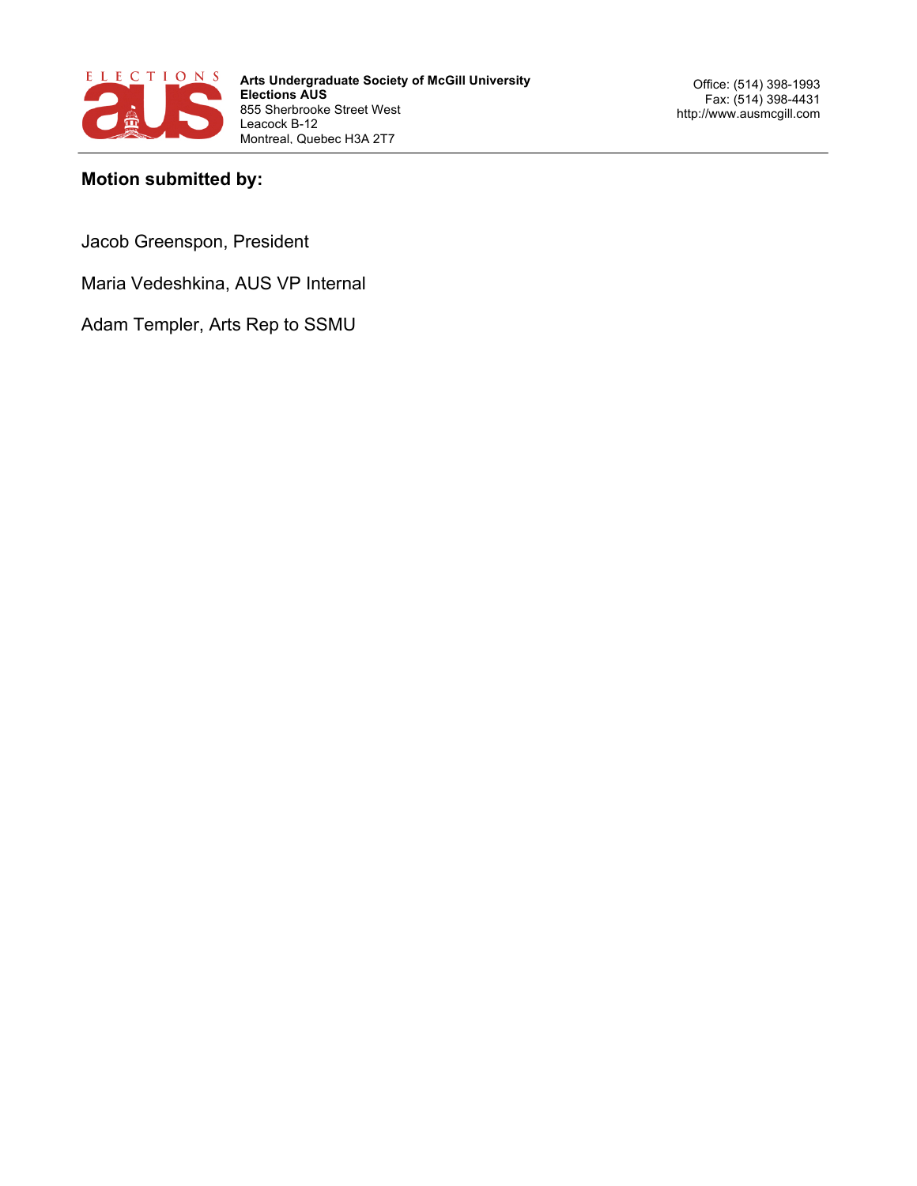**Arts Undergraduate Society of McGill University**
**Elections AUS**
855 Sherbrooke Street West
Leacock B-12
Montreal, Quebec H3A 2T7

Office: (514) 398-1993
Fax: (514) 398-4431
http://www.ausmcgill.com

**Motion submitted by:**

Jacob Greenspon, President

Maria Vedeshkina, AUS VP Internal

Adam Templer, Arts Rep to SSMU